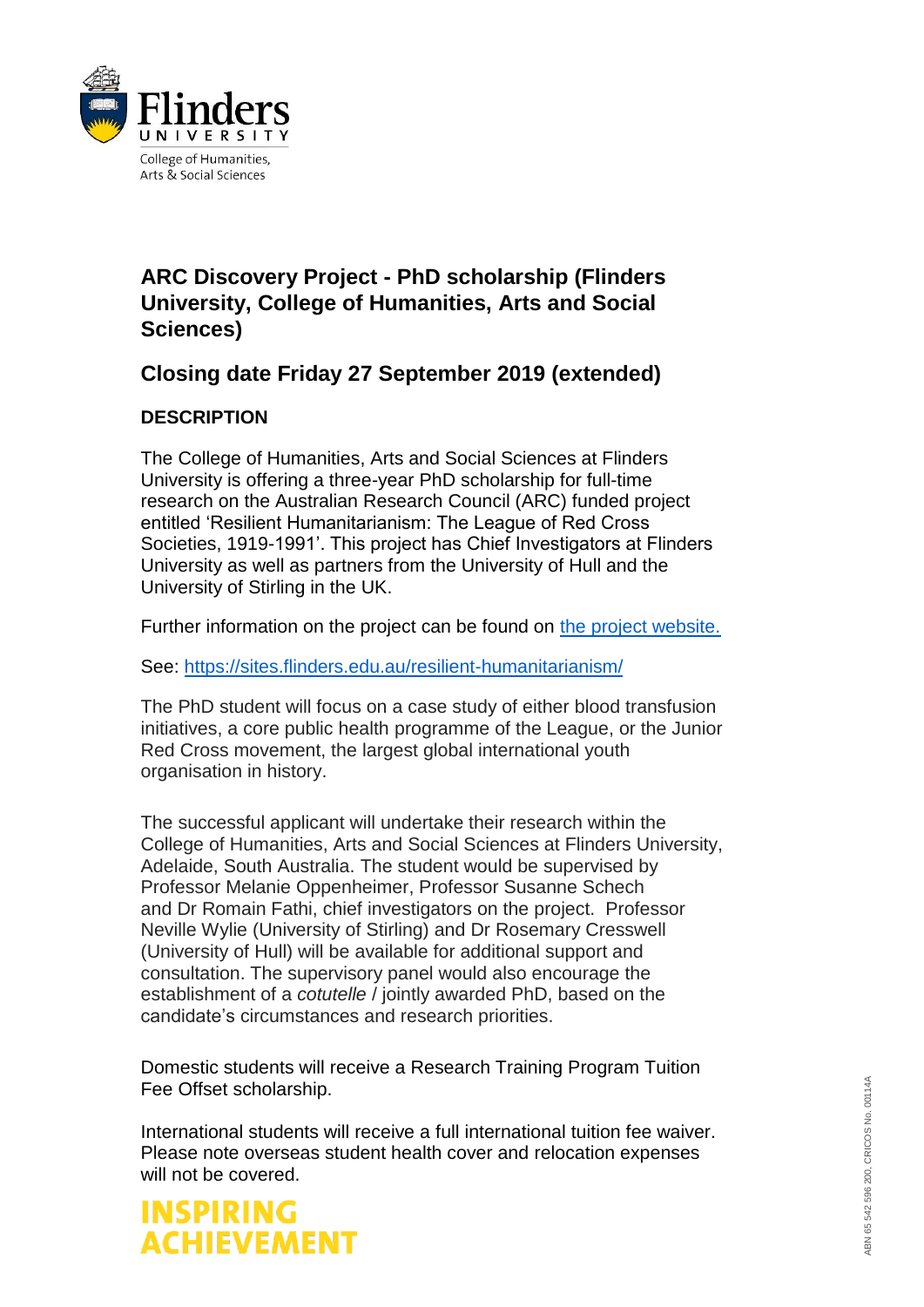College of Humanities, Arts & Social Sciences

# ARC Discovery Project - PhD scholarship (Flinders University, College of Humanities, Arts and Social Sciences)

## Closing date Friday 27 September 2019 (extended)

### DESCRIPTION

The College of Humanities, Arts and Social Sciences at Flinders University is offering a three-year PhD scholarship for full-time research on the Australian Research Council (ARC) funded project entitled 'Resilient Humanitarianism: The League of Red Cross Societies, 1919-1991'. This project has Chief Investigators at Flinders University as well as partners from the University of Hull and the University of Stirling in the UK.

Further information on the project can be found on [the project website.](https://sites.flinders.edu.au/resilient-humanitarianism/)

See: https://sites.flinders.edu.au/resilient-humanitarianism/

The PhD student will focus on a case study of either blood transfusion initiatives, a core public health programme of the League, or the Junior Red Cross movement, the largest global international youth organisation in history.

The successful applicant will undertake their research within the College of Humanities, Arts and Social Sciences at Flinders University, Adelaide, South Australia. The student would be supervised by Professor Melanie Oppenheimer, Professor Susanne Schech and Dr Romain Fathi, chief investigators on the project. Professor Neville Wylie (University of Stirling) and Dr Rosemary Cresswell (University of Hull) will be available for additional support and consultation. The supervisory panel would also encourage the establishment of a *cotutelle* / jointly awarded PhD, based on the candidate's circumstances and research priorities.

Domestic students will receive a Research Training Program Tuition Fee Offset scholarship.

International students will receive a full international tuition fee waiver. Please note overseas student health cover and relocation expenses will not be covered.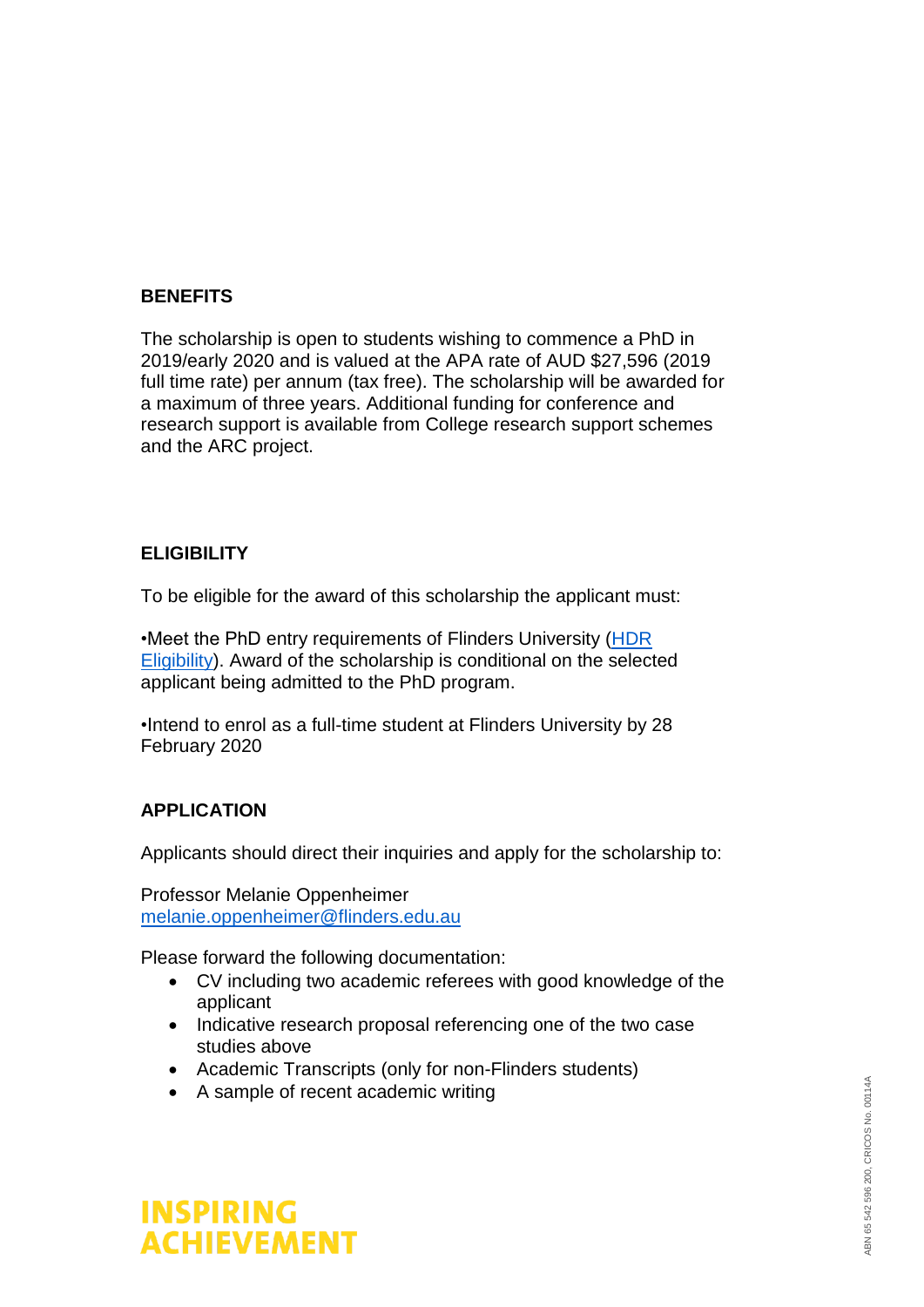## BENEFITS

The scholarship is open to students wishing to commence a PhD in 2019/early 2020 and is valued at the APA rate of AUD $27,596 (2019 full time rate) per annum (tax free). The scholarship will be awarded for a maximum of three years. Additional funding for conference and research support is available from College research support schemes and the ARC project.

## ELIGIBILITY

To be eligible for the award of this scholarship the applicant must:

•Meet the PhD entry requirements of Flinders University (HDR Eligibility). Award of the scholarship is conditional on the selected applicant being admitted to the PhD program.

•Intend to enrol as a full-time student at Flinders University by 28 February 2020

## APPLICATION

Applicants should direct their inquiries and apply for the scholarship to:

Professor Melanie Oppenheimer
melanie.oppenheimer@flinders.edu.au

Please forward the following documentation:

- CV including two academic referees with good knowledge of the applicant
- Indicative research proposal referencing one of the two case studies above
- Academic Transcripts (only for non-Flinders students)
- A sample of recent academic writing

INSPIRING ACHIEVEMENT

ABN 65 542 596 200, CRICOS No. 00114A